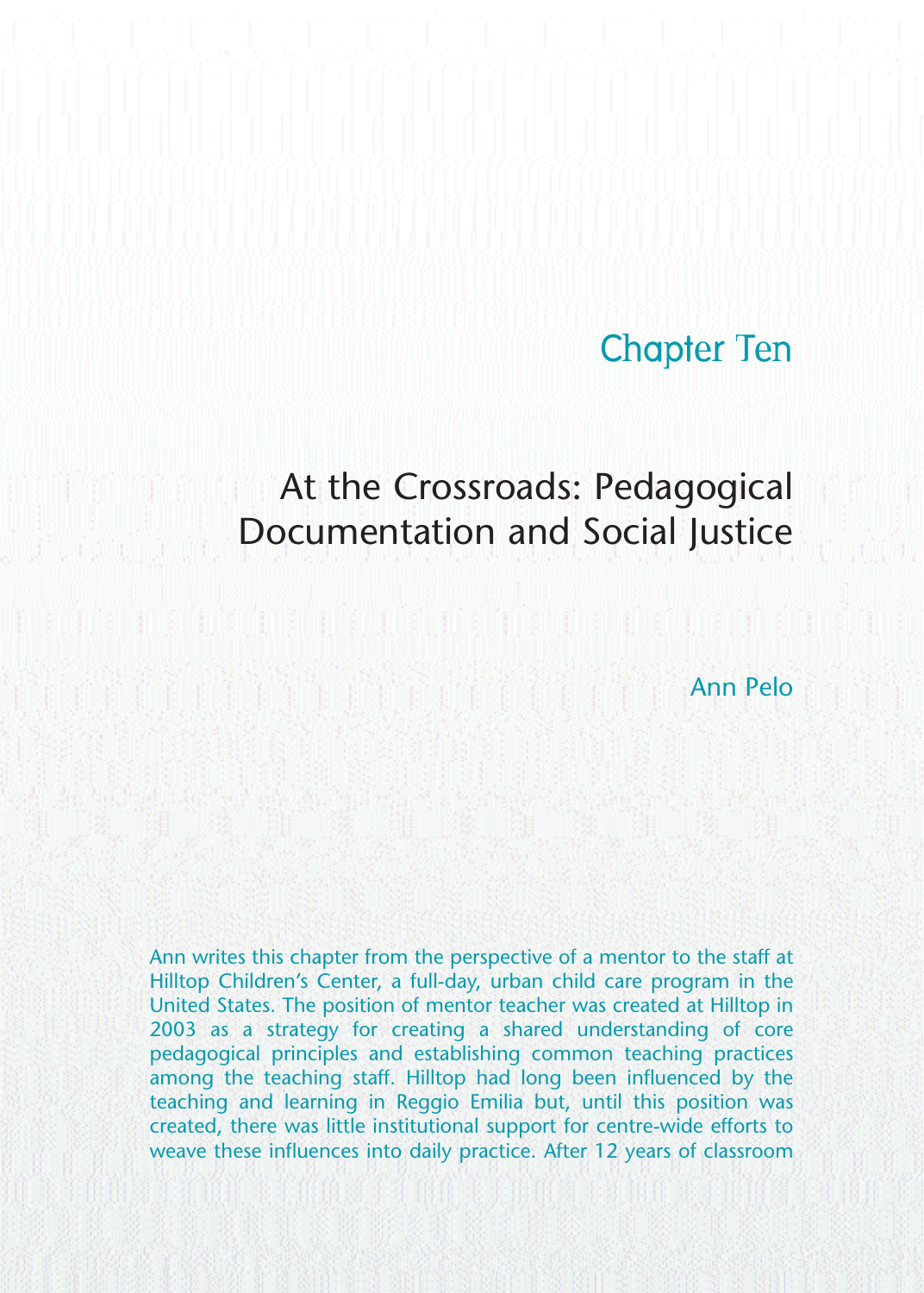# Chapter Ten

## At the Crossroads: Pedagogical Documentation and Social Justice

Ann Pelo

Ann writes this chapter from the perspective of a mentor to the staff at Hilltop Children's Center, a full-day, urban child care program in the United States. The position of mentor teacher was created at Hilltop in 2003 as a strategy for creating a shared understanding of core pedagogical principles and establishing common teaching practices among the teaching staff. Hilltop had long been influenced by the teaching and learning in Reggio Emilia but, until this position was created, there was little institutional support for centre-wide efforts to weave these influences into daily practice. After 12 years of classroom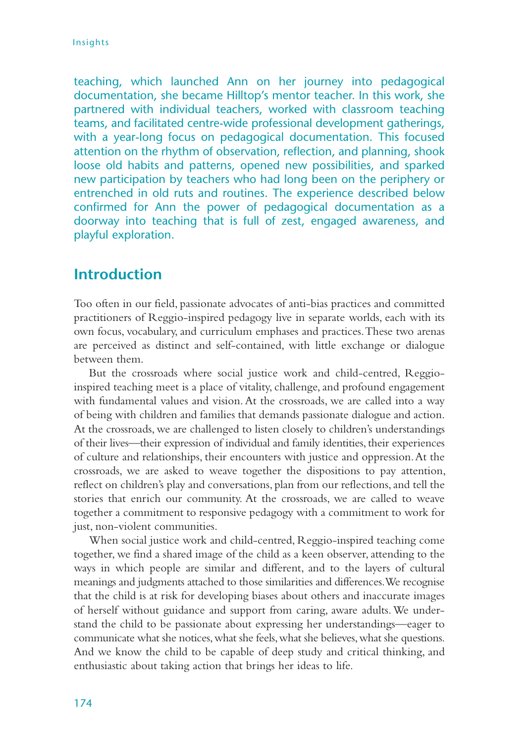teaching, which launched Ann on her journey into pedagogical documentation, she became Hilltop's mentor teacher. In this work, she partnered with individual teachers, worked with classroom teaching teams, and facilitated centre-wide professional development gatherings, with a year-long focus on pedagogical documentation. This focused attention on the rhythm of observation, reflection, and planning, shook loose old habits and patterns, opened new possibilities, and sparked new participation by teachers who had long been on the periphery or entrenched in old ruts and routines. The experience described below confirmed for Ann the power of pedagogical documentation as a doorway into teaching that is full of zest, engaged awareness, and playful exploration.

## Introduction

Too often in our field, passionate advocates of anti-bias practices and committed practitioners of Reggio-inspired pedagogy live in separate worlds, each with its own focus, vocabulary, and curriculum emphases and practices. These two arenas are perceived as distinct and self-contained, with little exchange or dialogue between them.

But the crossroads where social justice work and child-centred, Reggio-inspired teaching meet is a place of vitality, challenge, and profound engagement with fundamental values and vision. At the crossroads, we are called into a way of being with children and families that demands passionate dialogue and action. At the crossroads, we are challenged to listen closely to children's understandings of their lives—their expression of individual and family identities, their experiences of culture and relationships, their encounters with justice and oppression. At the crossroads, we are asked to weave together the dispositions to pay attention, reflect on children's play and conversations, plan from our reflections, and tell the stories that enrich our community. At the crossroads, we are called to weave together a commitment to responsive pedagogy with a commitment to work for just, non-violent communities.

When social justice work and child-centred, Reggio-inspired teaching come together, we find a shared image of the child as a keen observer, attending to the ways in which people are similar and different, and to the layers of cultural meanings and judgments attached to those similarities and differences. We recognise that the child is at risk for developing biases about others and inaccurate images of herself without guidance and support from caring, aware adults. We understand the child to be passionate about expressing her understandings—eager to communicate what she notices, what she feels, what she believes, what she questions. And we know the child to be capable of deep study and critical thinking, and enthusiastic about taking action that brings her ideas to life.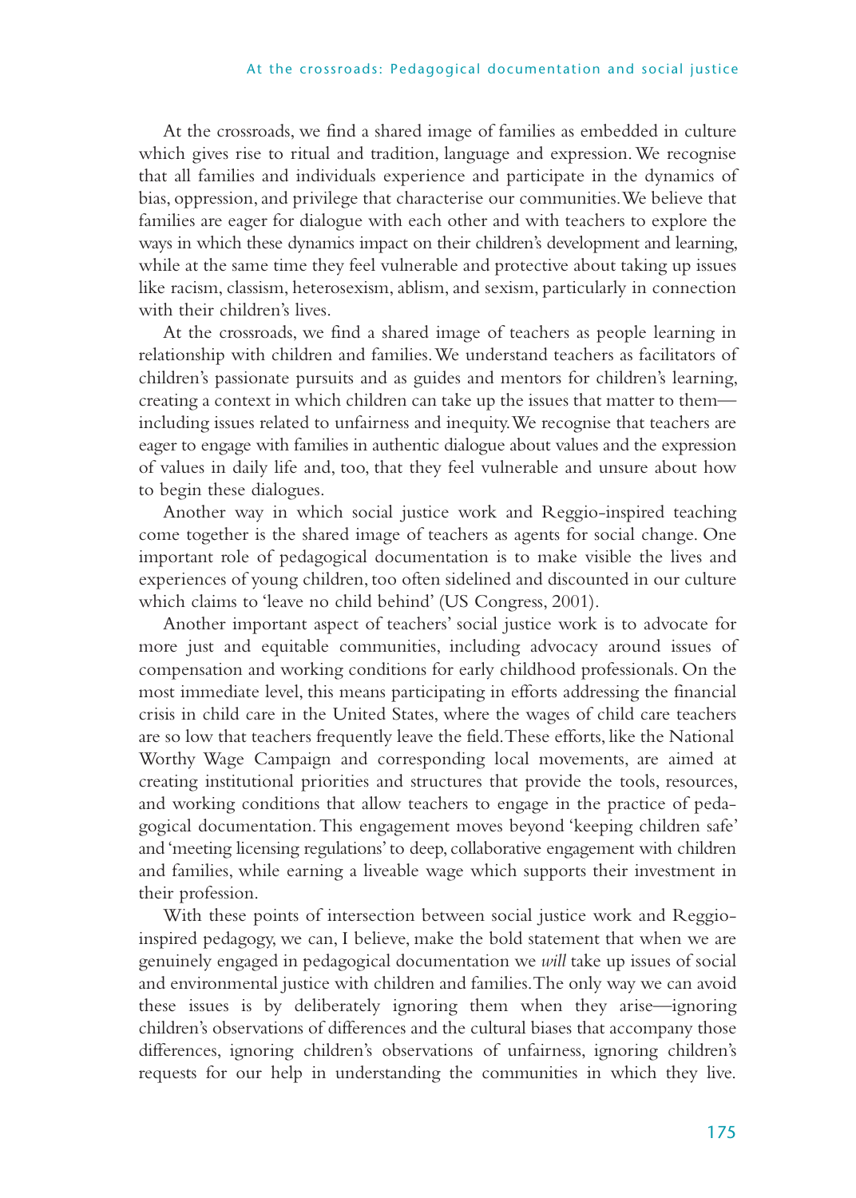At the crossroads, we find a shared image of families as embedded in culture which gives rise to ritual and tradition, language and expression. We recognise that all families and individuals experience and participate in the dynamics of bias, oppression, and privilege that characterise our communities. We believe that families are eager for dialogue with each other and with teachers to explore the ways in which these dynamics impact on their children's development and learning, while at the same time they feel vulnerable and protective about taking up issues like racism, classism, heterosexism, ablism, and sexism, particularly in connection with their children's lives.

At the crossroads, we find a shared image of teachers as people learning in relationship with children and families. We understand teachers as facilitators of children's passionate pursuits and as guides and mentors for children's learning, creating a context in which children can take up the issues that matter to them—including issues related to unfairness and inequity. We recognise that teachers are eager to engage with families in authentic dialogue about values and the expression of values in daily life and, too, that they feel vulnerable and unsure about how to begin these dialogues.

Another way in which social justice work and Reggio-inspired teaching come together is the shared image of teachers as agents for social change. One important role of pedagogical documentation is to make visible the lives and experiences of young children, too often sidelined and discounted in our culture which claims to 'leave no child behind' (US Congress, 2001).

Another important aspect of teachers' social justice work is to advocate for more just and equitable communities, including advocacy around issues of compensation and working conditions for early childhood professionals. On the most immediate level, this means participating in efforts addressing the financial crisis in child care in the United States, where the wages of child care teachers are so low that teachers frequently leave the field. These efforts, like the National Worthy Wage Campaign and corresponding local movements, are aimed at creating institutional priorities and structures that provide the tools, resources, and working conditions that allow teachers to engage in the practice of pedagogical documentation. This engagement moves beyond 'keeping children safe' and 'meeting licensing regulations' to deep, collaborative engagement with children and families, while earning a liveable wage which supports their investment in their profession.

With these points of intersection between social justice work and Reggio-inspired pedagogy, we can, I believe, make the bold statement that when we are genuinely engaged in pedagogical documentation we *will* take up issues of social and environmental justice with children and families. The only way we can avoid these issues is by deliberately ignoring them when they arise—ignoring children's observations of differences and the cultural biases that accompany those differences, ignoring children's observations of unfairness, ignoring children's requests for our help in understanding the communities in which they live.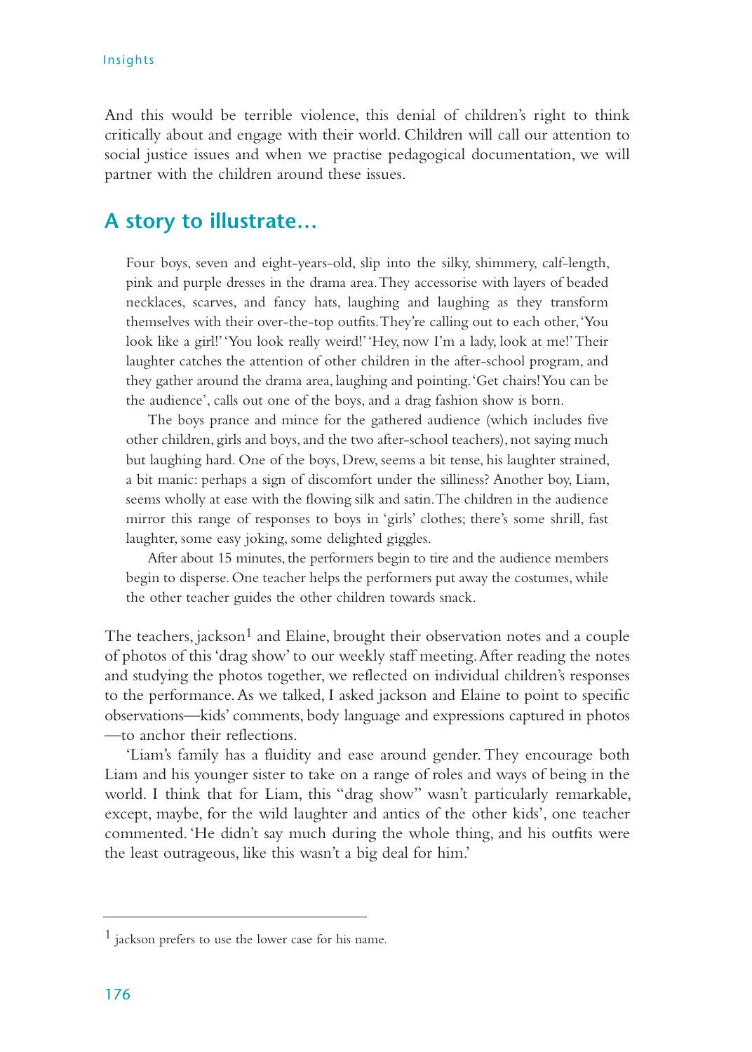And this would be terrible violence, this denial of children's right to think critically about and engage with their world. Children will call our attention to social justice issues and when we practise pedagogical documentation, we will partner with the children around these issues.

## A story to illustrate…

> Four boys, seven and eight-years-old, slip into the silky, shimmery, calf-length, pink and purple dresses in the drama area. They accessorise with layers of beaded necklaces, scarves, and fancy hats, laughing and laughing as they transform themselves with their over-the-top outfits. They're calling out to each other, 'You look like a girl!' 'You look really weird!' 'Hey, now I'm a lady, look at me!' Their laughter catches the attention of other children in the after-school program, and they gather around the drama area, laughing and pointing. 'Get chairs! You can be the audience', calls out one of the boys, and a drag fashion show is born.
>
> The boys prance and mince for the gathered audience (which includes five other children, girls and boys, and the two after-school teachers), not saying much but laughing hard. One of the boys, Drew, seems a bit tense, his laughter strained, a bit manic: perhaps a sign of discomfort under the silliness? Another boy, Liam, seems wholly at ease with the flowing silk and satin. The children in the audience mirror this range of responses to boys in 'girls' clothes; there's some shrill, fast laughter, some easy joking, some delighted giggles.
>
> After about 15 minutes, the performers begin to tire and the audience members begin to disperse. One teacher helps the performers put away the costumes, while the other teacher guides the other children towards snack.

The teachers, jackson[1] and Elaine, brought their observation notes and a couple of photos of this 'drag show' to our weekly staff meeting. After reading the notes and studying the photos together, we reflected on individual children's responses to the performance. As we talked, I asked jackson and Elaine to point to specific observations—kids' comments, body language and expressions captured in photos—to anchor their reflections.

'Liam's family has a fluidity and ease around gender. They encourage both Liam and his younger sister to take on a range of roles and ways of being in the world. I think that for Liam, this "drag show" wasn't particularly remarkable, except, maybe, for the wild laughter and antics of the other kids', one teacher commented. 'He didn't say much during the whole thing, and his outfits were the least outrageous, like this wasn't a big deal for him.'

[1] jackson prefers to use the lower case for his name.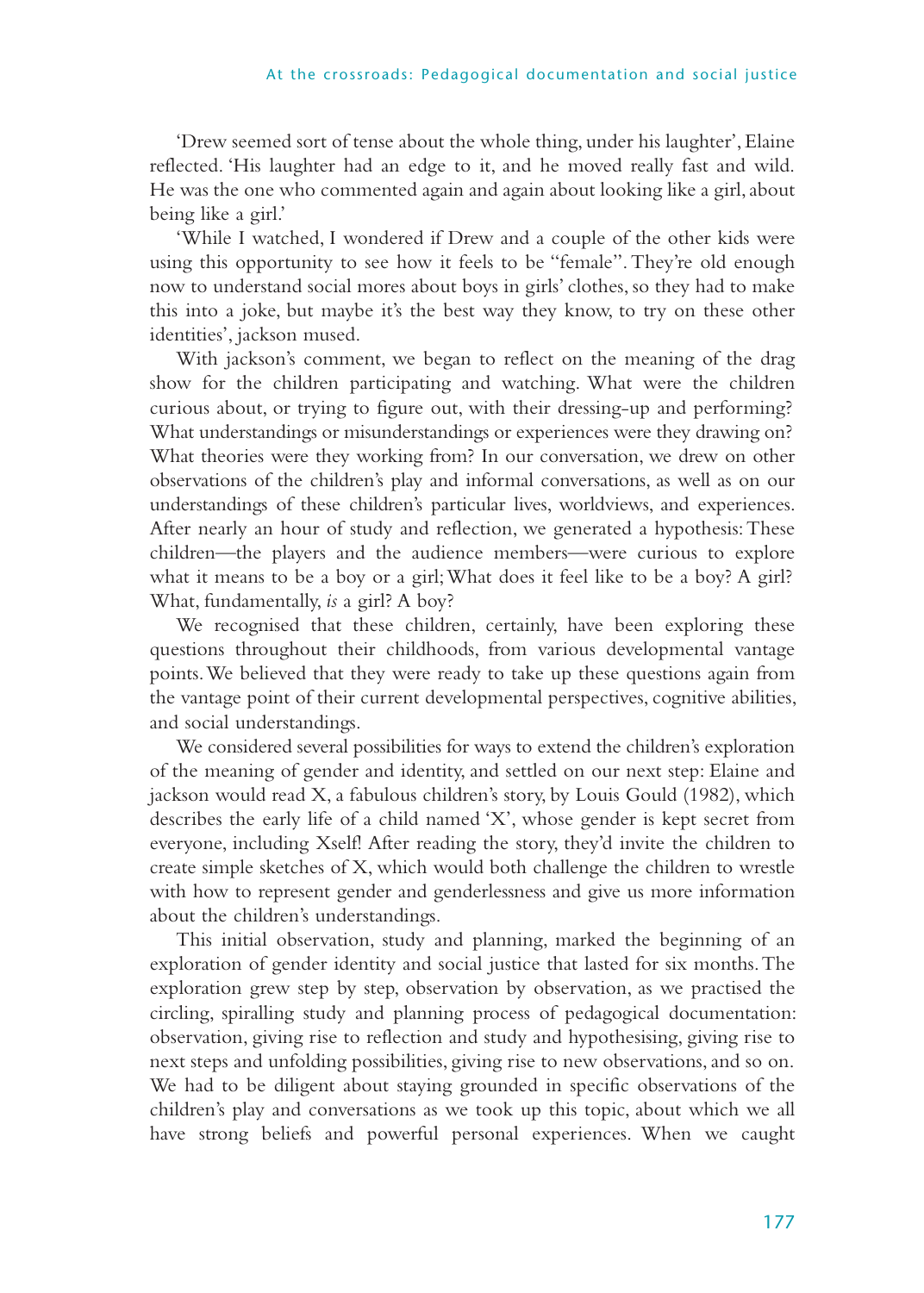'Drew seemed sort of tense about the whole thing, under his laughter', Elaine reflected. 'His laughter had an edge to it, and he moved really fast and wild. He was the one who commented again and again about looking like a girl, about being like a girl.'

'While I watched, I wondered if Drew and a couple of the other kids were using this opportunity to see how it feels to be "female". They're old enough now to understand social mores about boys in girls' clothes, so they had to make this into a joke, but maybe it's the best way they know, to try on these other identities', jackson mused.

With jackson's comment, we began to reflect on the meaning of the drag show for the children participating and watching. What were the children curious about, or trying to figure out, with their dressing-up and performing? What understandings or misunderstandings or experiences were they drawing on? What theories were they working from? In our conversation, we drew on other observations of the children's play and informal conversations, as well as on our understandings of these children's particular lives, worldviews, and experiences. After nearly an hour of study and reflection, we generated a hypothesis: These children—the players and the audience members—were curious to explore what it means to be a boy or a girl; What does it feel like to be a boy? A girl? What, fundamentally, *is* a girl? A boy?

We recognised that these children, certainly, have been exploring these questions throughout their childhoods, from various developmental vantage points. We believed that they were ready to take up these questions again from the vantage point of their current developmental perspectives, cognitive abilities, and social understandings.

We considered several possibilities for ways to extend the children's exploration of the meaning of gender and identity, and settled on our next step: Elaine and jackson would read X, a fabulous children's story, by Louis Gould (1982), which describes the early life of a child named 'X', whose gender is kept secret from everyone, including Xself! After reading the story, they'd invite the children to create simple sketches of X, which would both challenge the children to wrestle with how to represent gender and genderlessness and give us more information about the children's understandings.

This initial observation, study and planning, marked the beginning of an exploration of gender identity and social justice that lasted for six months. The exploration grew step by step, observation by observation, as we practised the circling, spiralling study and planning process of pedagogical documentation: observation, giving rise to reflection and study and hypothesising, giving rise to next steps and unfolding possibilities, giving rise to new observations, and so on. We had to be diligent about staying grounded in specific observations of the children's play and conversations as we took up this topic, about which we all have strong beliefs and powerful personal experiences. When we caught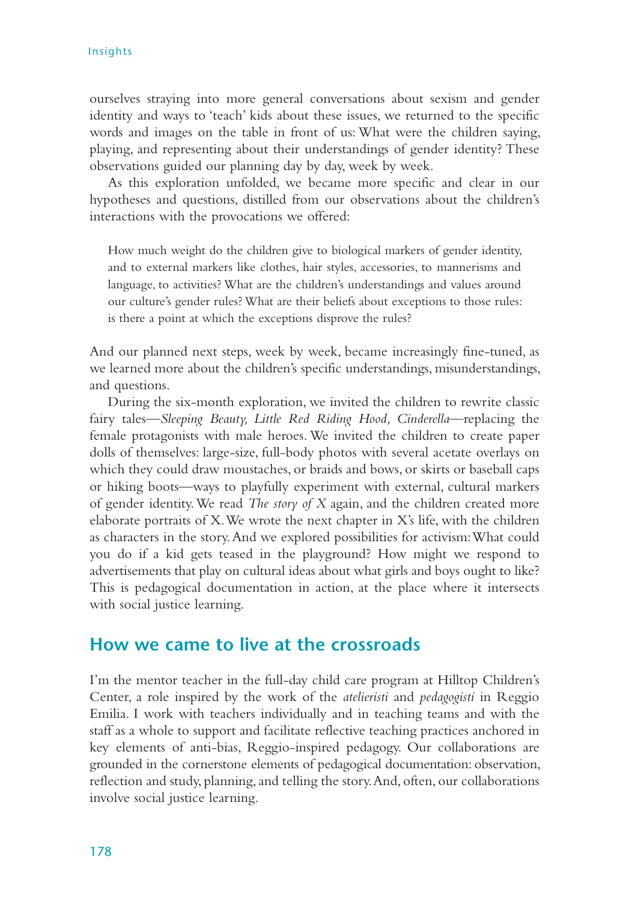ourselves straying into more general conversations about sexism and gender identity and ways to 'teach' kids about these issues, we returned to the specific words and images on the table in front of us: What were the children saying, playing, and representing about their understandings of gender identity? These observations guided our planning day by day, week by week.

As this exploration unfolded, we became more specific and clear in our hypotheses and questions, distilled from our observations about the children's interactions with the provocations we offered:

> How much weight do the children give to biological markers of gender identity, and to external markers like clothes, hair styles, accessories, to mannerisms and language, to activities? What are the children's understandings and values around our culture's gender rules? What are their beliefs about exceptions to those rules: is there a point at which the exceptions disprove the rules?

And our planned next steps, week by week, became increasingly fine-tuned, as we learned more about the children's specific understandings, misunderstandings, and questions.

During the six-month exploration, we invited the children to rewrite classic fairy tales—*Sleeping Beauty, Little Red Riding Hood, Cinderella*—replacing the female protagonists with male heroes. We invited the children to create paper dolls of themselves: large-size, full-body photos with several acetate overlays on which they could draw moustaches, or braids and bows, or skirts or baseball caps or hiking boots—ways to playfully experiment with external, cultural markers of gender identity. We read *The story of X* again, and the children created more elaborate portraits of X. We wrote the next chapter in X's life, with the children as characters in the story. And we explored possibilities for activism: What could you do if a kid gets teased in the playground? How might we respond to advertisements that play on cultural ideas about what girls and boys ought to like? This is pedagogical documentation in action, at the place where it intersects with social justice learning.

## How we came to live at the crossroads

I'm the mentor teacher in the full-day child care program at Hilltop Children's Center, a role inspired by the work of the *atelieristi* and *pedagogisti* in Reggio Emilia. I work with teachers individually and in teaching teams and with the staff as a whole to support and facilitate reflective teaching practices anchored in key elements of anti-bias, Reggio-inspired pedagogy. Our collaborations are grounded in the cornerstone elements of pedagogical documentation: observation, reflection and study, planning, and telling the story. And, often, our collaborations involve social justice learning.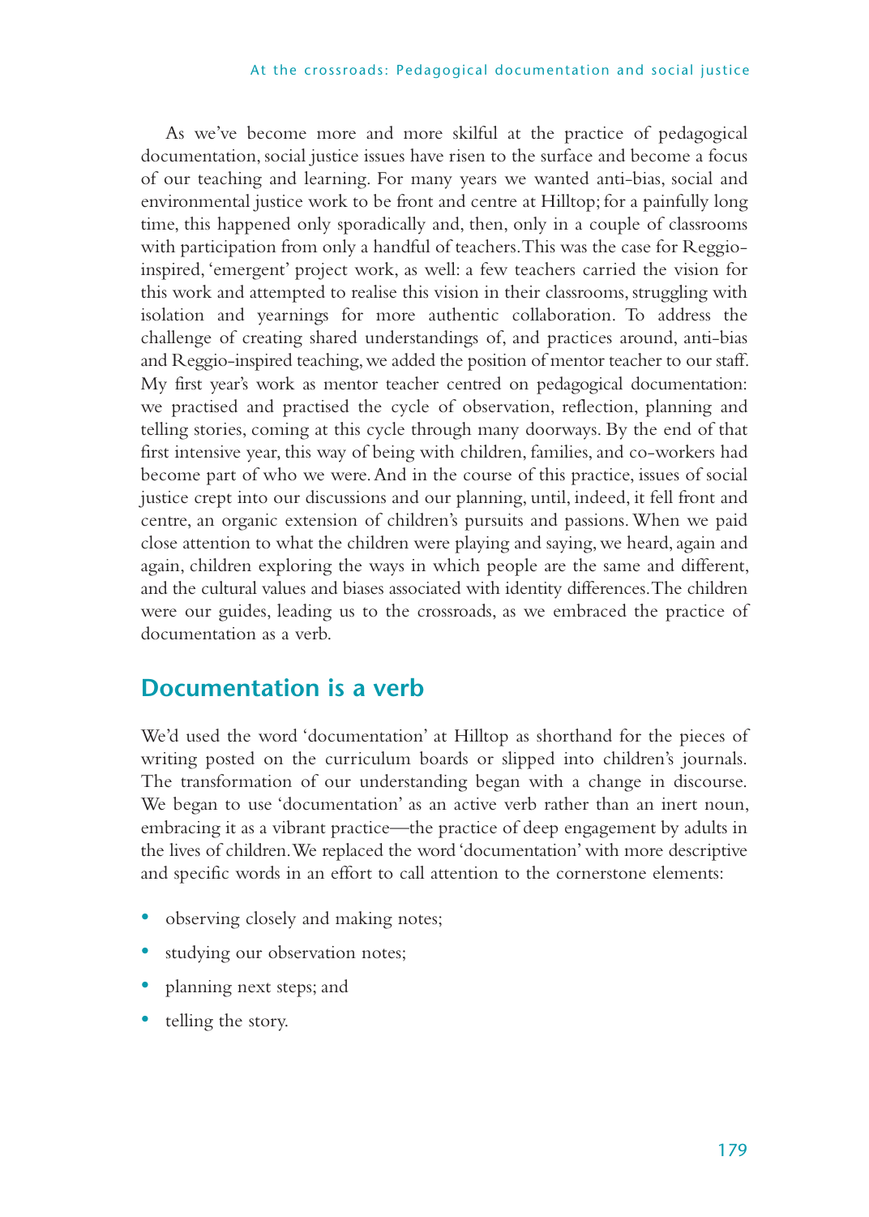As we've become more and more skilful at the practice of pedagogical documentation, social justice issues have risen to the surface and become a focus of our teaching and learning. For many years we wanted anti-bias, social and environmental justice work to be front and centre at Hilltop; for a painfully long time, this happened only sporadically and, then, only in a couple of classrooms with participation from only a handful of teachers. This was the case for Reggio-inspired, 'emergent' project work, as well: a few teachers carried the vision for this work and attempted to realise this vision in their classrooms, struggling with isolation and yearnings for more authentic collaboration. To address the challenge of creating shared understandings of, and practices around, anti-bias and Reggio-inspired teaching, we added the position of mentor teacher to our staff. My first year's work as mentor teacher centred on pedagogical documentation: we practised and practised the cycle of observation, reflection, planning and telling stories, coming at this cycle through many doorways. By the end of that first intensive year, this way of being with children, families, and co-workers had become part of who we were. And in the course of this practice, issues of social justice crept into our discussions and our planning, until, indeed, it fell front and centre, an organic extension of children's pursuits and passions. When we paid close attention to what the children were playing and saying, we heard, again and again, children exploring the ways in which people are the same and different, and the cultural values and biases associated with identity differences. The children were our guides, leading us to the crossroads, as we embraced the practice of documentation as a verb.

## Documentation is a verb

We'd used the word 'documentation' at Hilltop as shorthand for the pieces of writing posted on the curriculum boards or slipped into children's journals. The transformation of our understanding began with a change in discourse. We began to use 'documentation' as an active verb rather than an inert noun, embracing it as a vibrant practice—the practice of deep engagement by adults in the lives of children. We replaced the word 'documentation' with more descriptive and specific words in an effort to call attention to the cornerstone elements:

- observing closely and making notes;
- studying our observation notes;
- planning next steps; and
- telling the story.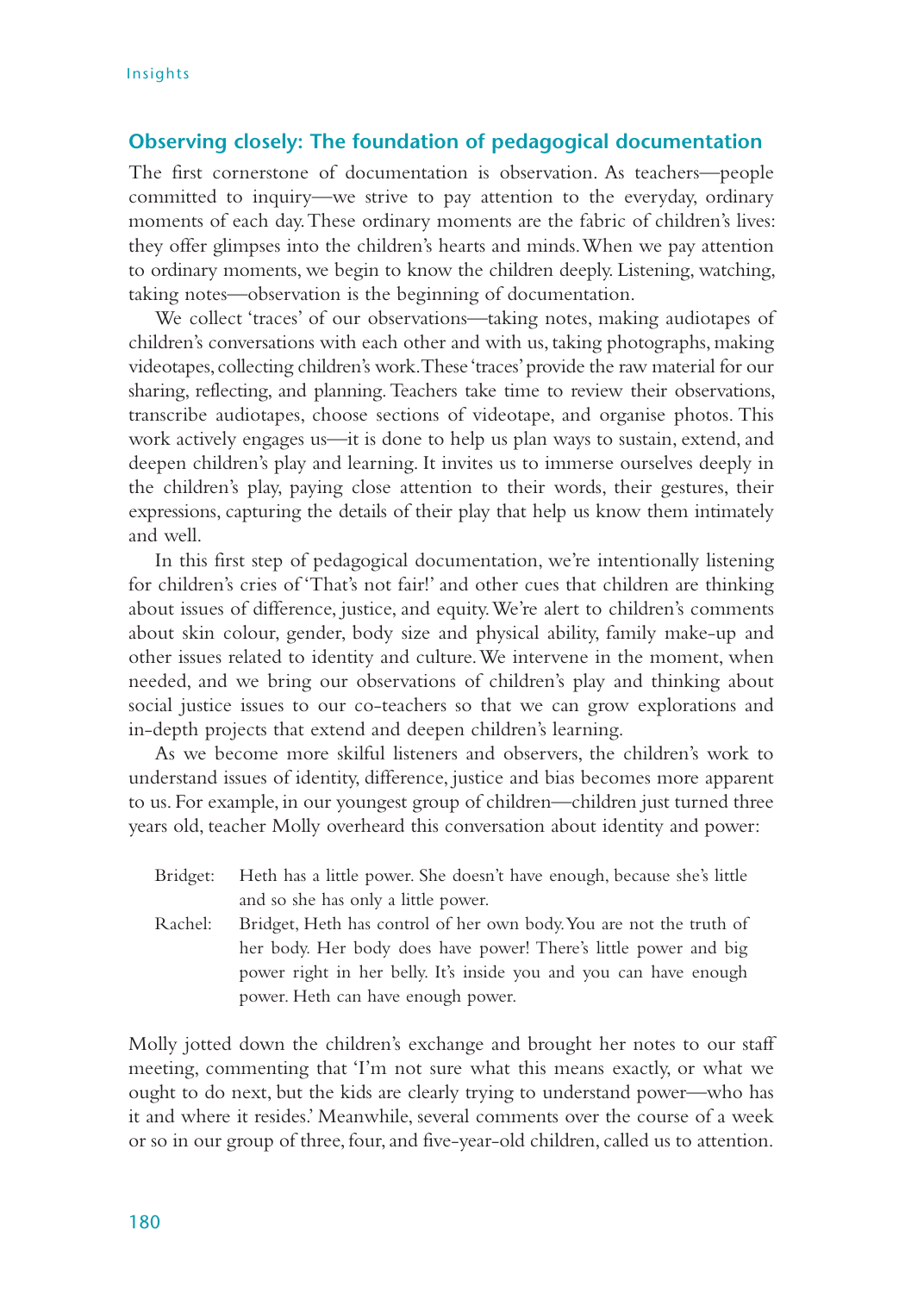## Observing closely: The foundation of pedagogical documentation

The first cornerstone of documentation is observation. As teachers—people committed to inquiry—we strive to pay attention to the everyday, ordinary moments of each day. These ordinary moments are the fabric of children's lives: they offer glimpses into the children's hearts and minds. When we pay attention to ordinary moments, we begin to know the children deeply. Listening, watching, taking notes—observation is the beginning of documentation.

We collect 'traces' of our observations—taking notes, making audiotapes of children's conversations with each other and with us, taking photographs, making videotapes, collecting children's work. These 'traces' provide the raw material for our sharing, reflecting, and planning. Teachers take time to review their observations, transcribe audiotapes, choose sections of videotape, and organise photos. This work actively engages us—it is done to help us plan ways to sustain, extend, and deepen children's play and learning. It invites us to immerse ourselves deeply in the children's play, paying close attention to their words, their gestures, their expressions, capturing the details of their play that help us know them intimately and well.

In this first step of pedagogical documentation, we're intentionally listening for children's cries of 'That's not fair!' and other cues that children are thinking about issues of difference, justice, and equity. We're alert to children's comments about skin colour, gender, body size and physical ability, family make-up and other issues related to identity and culture. We intervene in the moment, when needed, and we bring our observations of children's play and thinking about social justice issues to our co-teachers so that we can grow explorations and in-depth projects that extend and deepen children's learning.

As we become more skilful listeners and observers, the children's work to understand issues of identity, difference, justice and bias becomes more apparent to us. For example, in our youngest group of children—children just turned three years old, teacher Molly overheard this conversation about identity and power:

> Bridget: Heth has a little power. She doesn't have enough, because she's little and so she has only a little power.
>
> Rachel: Bridget, Heth has control of her own body. You are not the truth of her body. Her body does have power! There's little power and big power right in her belly. It's inside you and you can have enough power. Heth can have enough power.

Molly jotted down the children's exchange and brought her notes to our staff meeting, commenting that 'I'm not sure what this means exactly, or what we ought to do next, but the kids are clearly trying to understand power—who has it and where it resides.' Meanwhile, several comments over the course of a week or so in our group of three, four, and five-year-old children, called us to attention.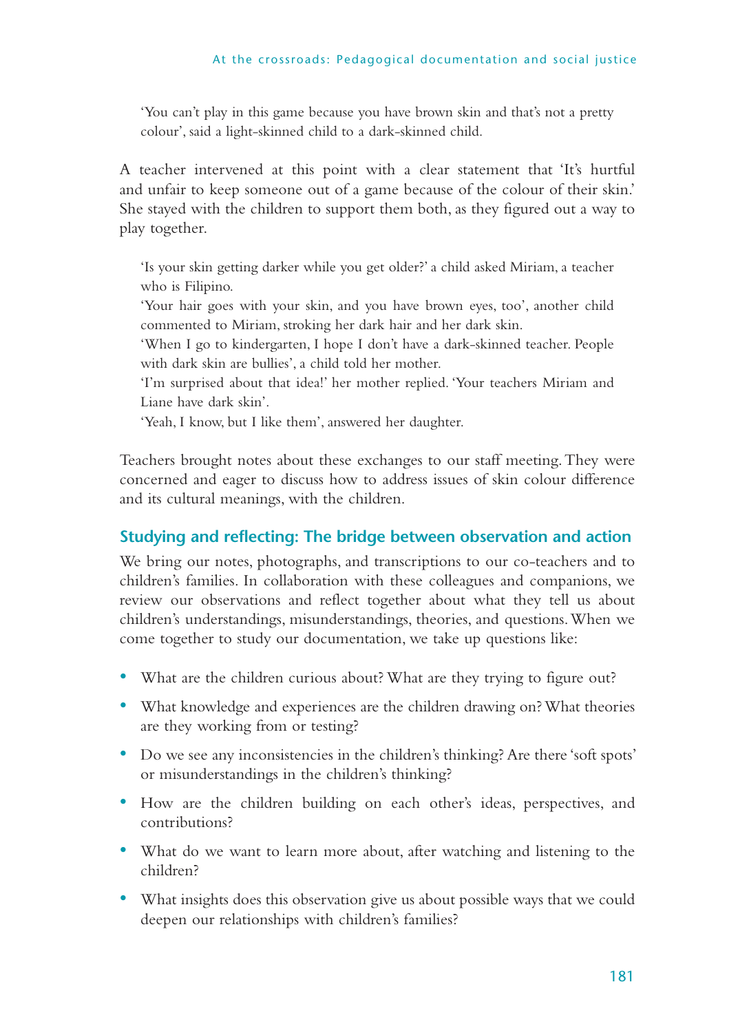> 'You can't play in this game because you have brown skin and that's not a pretty colour', said a light-skinned child to a dark-skinned child.

A teacher intervened at this point with a clear statement that 'It's hurtful and unfair to keep someone out of a game because of the colour of their skin.' She stayed with the children to support them both, as they figured out a way to play together.

> 'Is your skin getting darker while you get older?' a child asked Miriam, a teacher who is Filipino.
>
> 'Your hair goes with your skin, and you have brown eyes, too', another child commented to Miriam, stroking her dark hair and her dark skin.
>
> 'When I go to kindergarten, I hope I don't have a dark-skinned teacher. People with dark skin are bullies', a child told her mother.
>
> 'I'm surprised about that idea!' her mother replied. 'Your teachers Miriam and Liane have dark skin'.
>
> 'Yeah, I know, but I like them', answered her daughter.

Teachers brought notes about these exchanges to our staff meeting. They were concerned and eager to discuss how to address issues of skin colour difference and its cultural meanings, with the children.

## Studying and reflecting: The bridge between observation and action

We bring our notes, photographs, and transcriptions to our co-teachers and to children's families. In collaboration with these colleagues and companions, we review our observations and reflect together about what they tell us about children's understandings, misunderstandings, theories, and questions. When we come together to study our documentation, we take up questions like:

- What are the children curious about? What are they trying to figure out?
- What knowledge and experiences are the children drawing on? What theories are they working from or testing?
- Do we see any inconsistencies in the children's thinking? Are there 'soft spots' or misunderstandings in the children's thinking?
- How are the children building on each other's ideas, perspectives, and contributions?
- What do we want to learn more about, after watching and listening to the children?
- What insights does this observation give us about possible ways that we could deepen our relationships with children's families?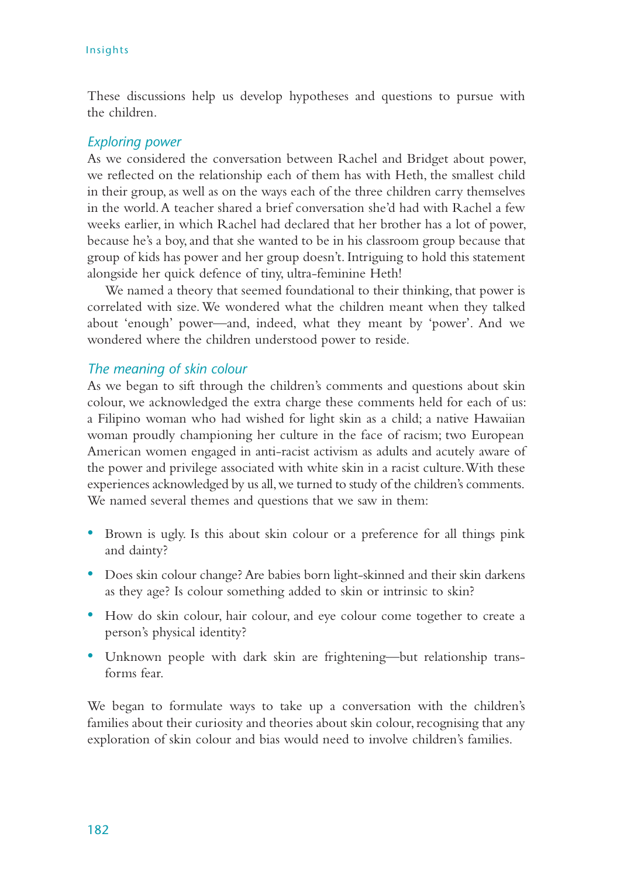These discussions help us develop hypotheses and questions to pursue with the children.

### *Exploring power*

As we considered the conversation between Rachel and Bridget about power, we reflected on the relationship each of them has with Heth, the smallest child in their group, as well as on the ways each of the three children carry themselves in the world. A teacher shared a brief conversation she'd had with Rachel a few weeks earlier, in which Rachel had declared that her brother has a lot of power, because he's a boy, and that she wanted to be in his classroom group because that group of kids has power and her group doesn't. Intriguing to hold this statement alongside her quick defence of tiny, ultra-feminine Heth!

We named a theory that seemed foundational to their thinking, that power is correlated with size. We wondered what the children meant when they talked about 'enough' power—and, indeed, what they meant by 'power'. And we wondered where the children understood power to reside.

### *The meaning of skin colour*

As we began to sift through the children's comments and questions about skin colour, we acknowledged the extra charge these comments held for each of us: a Filipino woman who had wished for light skin as a child; a native Hawaiian woman proudly championing her culture in the face of racism; two European American women engaged in anti-racist activism as adults and acutely aware of the power and privilege associated with white skin in a racist culture. With these experiences acknowledged by us all, we turned to study of the children's comments. We named several themes and questions that we saw in them:

- Brown is ugly. Is this about skin colour or a preference for all things pink and dainty?
- Does skin colour change? Are babies born light-skinned and their skin darkens as they age? Is colour something added to skin or intrinsic to skin?
- How do skin colour, hair colour, and eye colour come together to create a person's physical identity?
- Unknown people with dark skin are frightening—but relationship transforms fear.

We began to formulate ways to take up a conversation with the children's families about their curiosity and theories about skin colour, recognising that any exploration of skin colour and bias would need to involve children's families.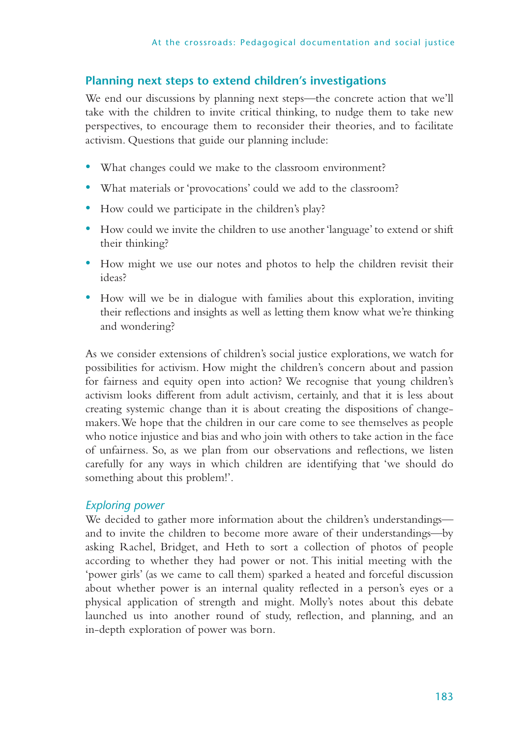## Planning next steps to extend children's investigations

We end our discussions by planning next steps—the concrete action that we'll take with the children to invite critical thinking, to nudge them to take new perspectives, to encourage them to reconsider their theories, and to facilitate activism. Questions that guide our planning include:

- What changes could we make to the classroom environment?
- What materials or 'provocations' could we add to the classroom?
- How could we participate in the children's play?
- How could we invite the children to use another 'language' to extend or shift their thinking?
- How might we use our notes and photos to help the children revisit their ideas?
- How will we be in dialogue with families about this exploration, inviting their reflections and insights as well as letting them know what we're thinking and wondering?

As we consider extensions of children's social justice explorations, we watch for possibilities for activism. How might the children's concern about and passion for fairness and equity open into action? We recognise that young children's activism looks different from adult activism, certainly, and that it is less about creating systemic change than it is about creating the dispositions of change-makers. We hope that the children in our care come to see themselves as people who notice injustice and bias and who join with others to take action in the face of unfairness. So, as we plan from our observations and reflections, we listen carefully for any ways in which children are identifying that 'we should do something about this problem!'.

### *Exploring power*

We decided to gather more information about the children's understandings—and to invite the children to become more aware of their understandings—by asking Rachel, Bridget, and Heth to sort a collection of photos of people according to whether they had power or not. This initial meeting with the 'power girls' (as we came to call them) sparked a heated and forceful discussion about whether power is an internal quality reflected in a person's eyes or a physical application of strength and might. Molly's notes about this debate launched us into another round of study, reflection, and planning, and an in-depth exploration of power was born.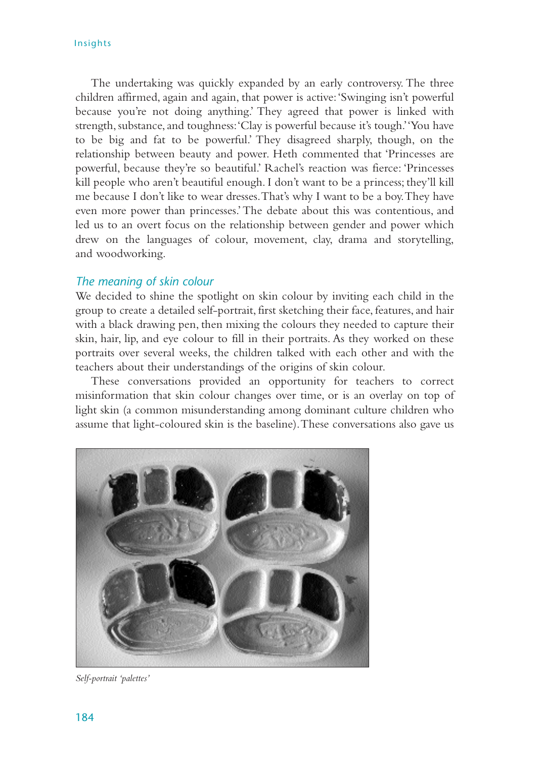The undertaking was quickly expanded by an early controversy. The three children affirmed, again and again, that power is active: 'Swinging isn't powerful because you're not doing anything.' They agreed that power is linked with strength, substance, and toughness: 'Clay is powerful because it's tough.' 'You have to be big and fat to be powerful.' They disagreed sharply, though, on the relationship between beauty and power. Heth commented that 'Princesses are powerful, because they're so beautiful.' Rachel's reaction was fierce: 'Princesses kill people who aren't beautiful enough. I don't want to be a princess; they'll kill me because I don't like to wear dresses. That's why I want to be a boy. They have even more power than princesses.' The debate about this was contentious, and led us to an overt focus on the relationship between gender and power which drew on the languages of colour, movement, clay, drama and storytelling, and woodworking.

### *The meaning of skin colour*

We decided to shine the spotlight on skin colour by inviting each child in the group to create a detailed self-portrait, first sketching their face, features, and hair with a black drawing pen, then mixing the colours they needed to capture their skin, hair, lip, and eye colour to fill in their portraits. As they worked on these portraits over several weeks, the children talked with each other and with the teachers about their understandings of the origins of skin colour.

These conversations provided an opportunity for teachers to correct misinformation that skin colour changes over time, or is an overlay on top of light skin (a common misunderstanding among dominant culture children who assume that light-coloured skin is the baseline). These conversations also gave us

*Self-portrait 'palettes'*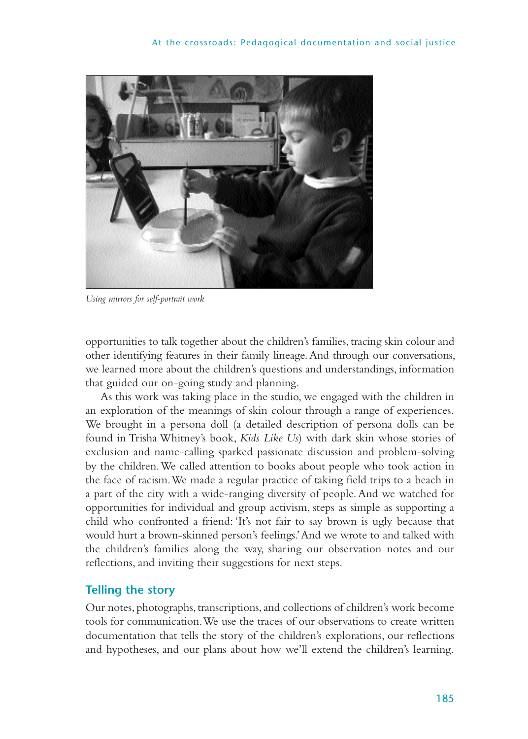*Using mirrors for self-portrait work*

opportunities to talk together about the children's families, tracing skin colour and other identifying features in their family lineage. And through our conversations, we learned more about the children's questions and understandings, information that guided our on-going study and planning.

As this work was taking place in the studio, we engaged with the children in an exploration of the meanings of skin colour through a range of experiences. We brought in a persona doll (a detailed description of persona dolls can be found in Trisha Whitney's book, *Kids Like Us*) with dark skin whose stories of exclusion and name-calling sparked passionate discussion and problem-solving by the children. We called attention to books about people who took action in the face of racism. We made a regular practice of taking field trips to a beach in a part of the city with a wide-ranging diversity of people. And we watched for opportunities for individual and group activism, steps as simple as supporting a child who confronted a friend: 'It's not fair to say brown is ugly because that would hurt a brown-skinned person's feelings.' And we wrote to and talked with the children's families along the way, sharing our observation notes and our reflections, and inviting their suggestions for next steps.

## Telling the story

Our notes, photographs, transcriptions, and collections of children's work become tools for communication. We use the traces of our observations to create written documentation that tells the story of the children's explorations, our reflections and hypotheses, and our plans about how we'll extend the children's learning.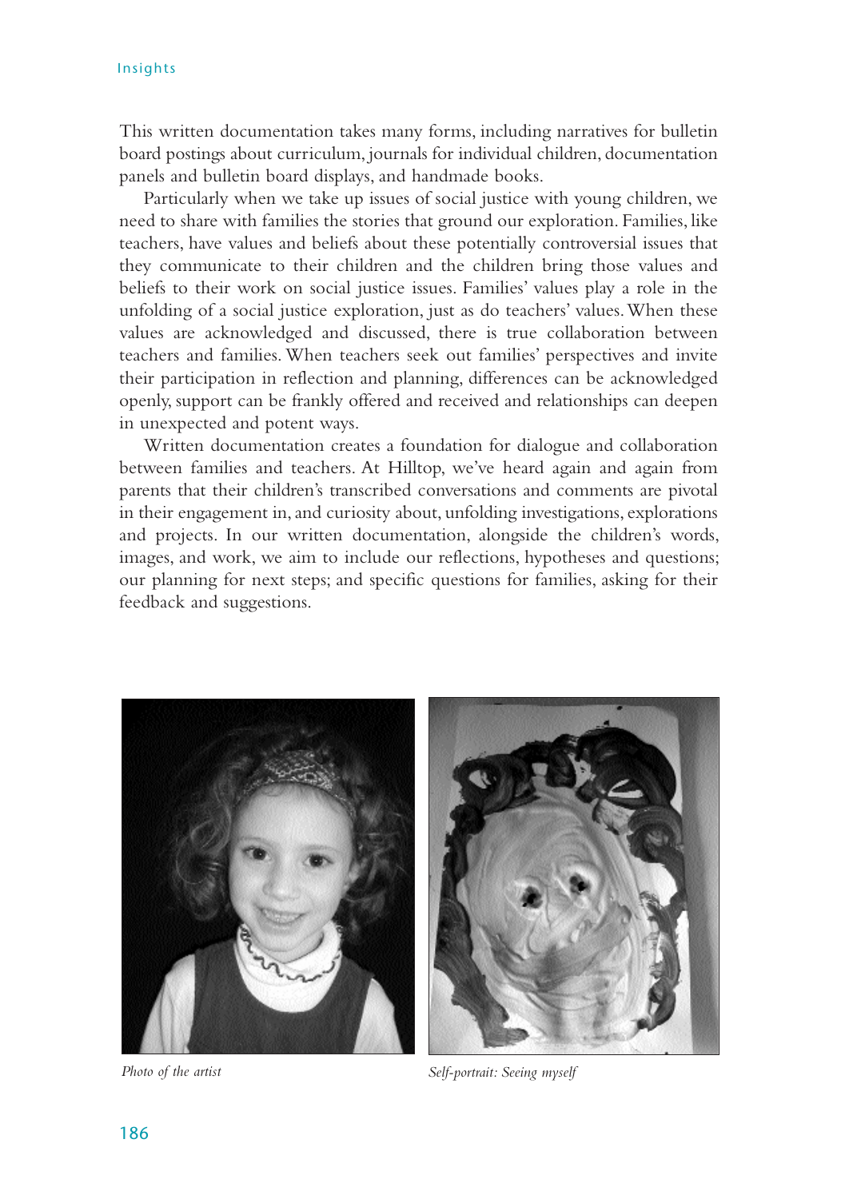This written documentation takes many forms, including narratives for bulletin board postings about curriculum, journals for individual children, documentation panels and bulletin board displays, and handmade books.

Particularly when we take up issues of social justice with young children, we need to share with families the stories that ground our exploration. Families, like teachers, have values and beliefs about these potentially controversial issues that they communicate to their children and the children bring those values and beliefs to their work on social justice issues. Families' values play a role in the unfolding of a social justice exploration, just as do teachers' values. When these values are acknowledged and discussed, there is true collaboration between teachers and families. When teachers seek out families' perspectives and invite their participation in reflection and planning, differences can be acknowledged openly, support can be frankly offered and received and relationships can deepen in unexpected and potent ways.

Written documentation creates a foundation for dialogue and collaboration between families and teachers. At Hilltop, we've heard again and again from parents that their children's transcribed conversations and comments are pivotal in their engagement in, and curiosity about, unfolding investigations, explorations and projects. In our written documentation, alongside the children's words, images, and work, we aim to include our reflections, hypotheses and questions; our planning for next steps; and specific questions for families, asking for their feedback and suggestions.

*Photo of the artist*

*Self-portrait: Seeing myself*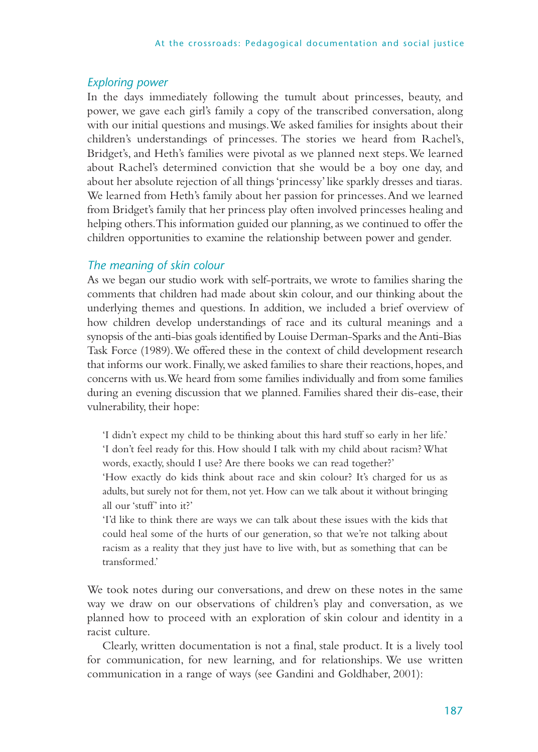### *Exploring power*

In the days immediately following the tumult about princesses, beauty, and power, we gave each girl's family a copy of the transcribed conversation, along with our initial questions and musings. We asked families for insights about their children's understandings of princesses. The stories we heard from Rachel's, Bridget's, and Heth's families were pivotal as we planned next steps. We learned about Rachel's determined conviction that she would be a boy one day, and about her absolute rejection of all things 'princessy' like sparkly dresses and tiaras. We learned from Heth's family about her passion for princesses. And we learned from Bridget's family that her princess play often involved princesses healing and helping others. This information guided our planning, as we continued to offer the children opportunities to examine the relationship between power and gender.

### *The meaning of skin colour*

As we began our studio work with self-portraits, we wrote to families sharing the comments that children had made about skin colour, and our thinking about the underlying themes and questions. In addition, we included a brief overview of how children develop understandings of race and its cultural meanings and a synopsis of the anti-bias goals identified by Louise Derman-Sparks and the Anti-Bias Task Force (1989). We offered these in the context of child development research that informs our work. Finally, we asked families to share their reactions, hopes, and concerns with us. We heard from some families individually and from some families during an evening discussion that we planned. Families shared their dis-ease, their vulnerability, their hope:

> 'I didn't expect my child to be thinking about this hard stuff so early in her life.'
> 'I don't feel ready for this. How should I talk with my child about racism? What words, exactly, should I use? Are there books we can read together?'
> 'How exactly do kids think about race and skin colour? It's charged for us as adults, but surely not for them, not yet. How can we talk about it without bringing all our 'stuff' into it?'
> 'I'd like to think there are ways we can talk about these issues with the kids that could heal some of the hurts of our generation, so that we're not talking about racism as a reality that they just have to live with, but as something that can be transformed.'

We took notes during our conversations, and drew on these notes in the same way we draw on our observations of children's play and conversation, as we planned how to proceed with an exploration of skin colour and identity in a racist culture.

Clearly, written documentation is not a final, stale product. It is a lively tool for communication, for new learning, and for relationships. We use written communication in a range of ways (see Gandini and Goldhaber, 2001):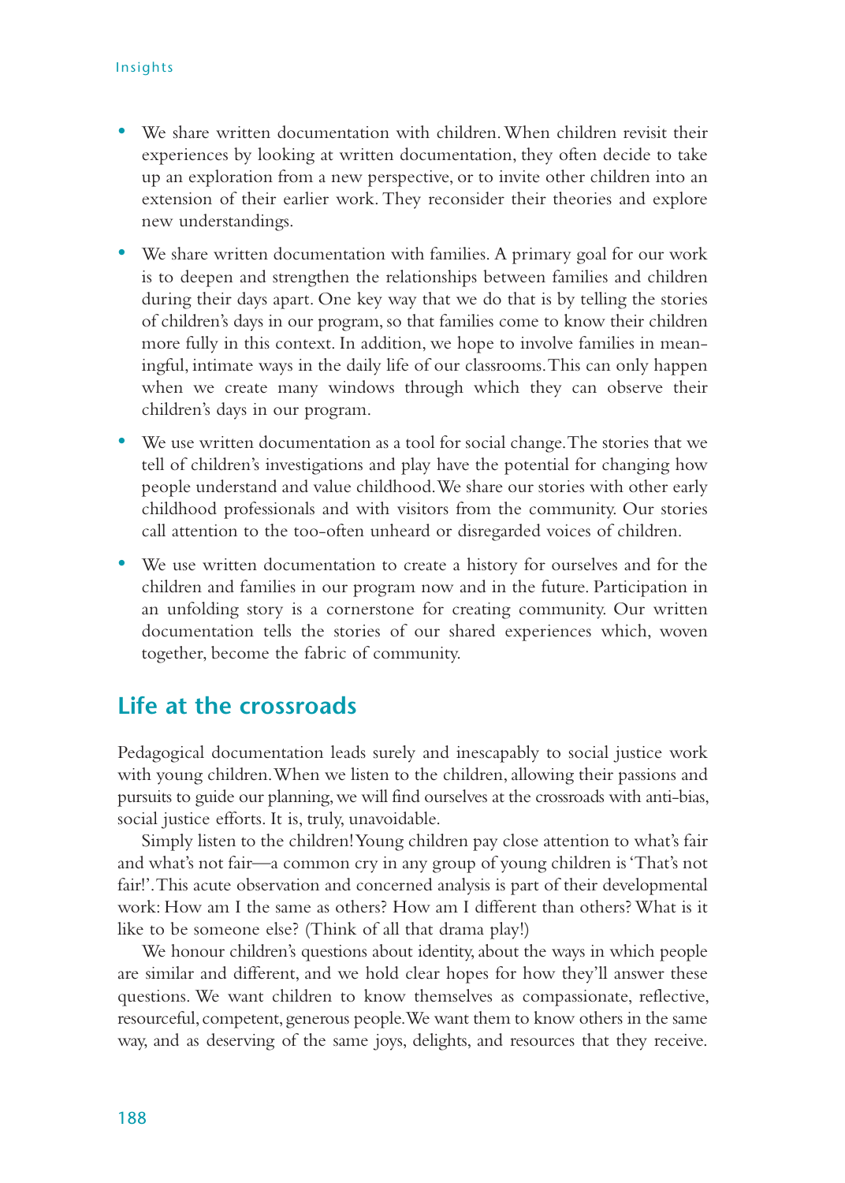- We share written documentation with children. When children revisit their experiences by looking at written documentation, they often decide to take up an exploration from a new perspective, or to invite other children into an extension of their earlier work. They reconsider their theories and explore new understandings.
- We share written documentation with families. A primary goal for our work is to deepen and strengthen the relationships between families and children during their days apart. One key way that we do that is by telling the stories of children's days in our program, so that families come to know their children more fully in this context. In addition, we hope to involve families in meaningful, intimate ways in the daily life of our classrooms. This can only happen when we create many windows through which they can observe their children's days in our program.
- We use written documentation as a tool for social change. The stories that we tell of children's investigations and play have the potential for changing how people understand and value childhood. We share our stories with other early childhood professionals and with visitors from the community. Our stories call attention to the too-often unheard or disregarded voices of children.
- We use written documentation to create a history for ourselves and for the children and families in our program now and in the future. Participation in an unfolding story is a cornerstone for creating community. Our written documentation tells the stories of our shared experiences which, woven together, become the fabric of community.

## Life at the crossroads

Pedagogical documentation leads surely and inescapably to social justice work with young children. When we listen to the children, allowing their passions and pursuits to guide our planning, we will find ourselves at the crossroads with anti-bias, social justice efforts. It is, truly, unavoidable.

Simply listen to the children! Young children pay close attention to what's fair and what's not fair—a common cry in any group of young children is 'That's not fair!'. This acute observation and concerned analysis is part of their developmental work: How am I the same as others? How am I different than others? What is it like to be someone else? (Think of all that drama play!)

We honour children's questions about identity, about the ways in which people are similar and different, and we hold clear hopes for how they'll answer these questions. We want children to know themselves as compassionate, reflective, resourceful, competent, generous people. We want them to know others in the same way, and as deserving of the same joys, delights, and resources that they receive.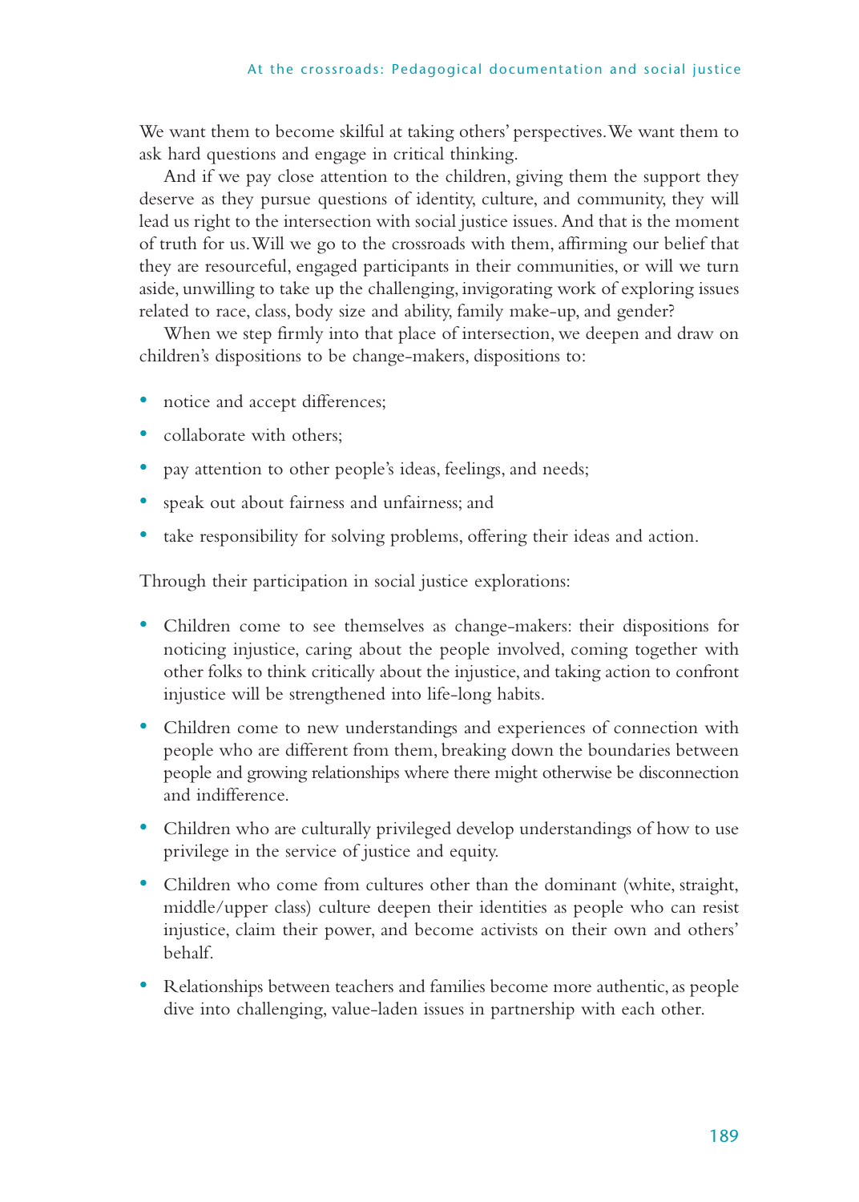We want them to become skilful at taking others' perspectives. We want them to ask hard questions and engage in critical thinking.

And if we pay close attention to the children, giving them the support they deserve as they pursue questions of identity, culture, and community, they will lead us right to the intersection with social justice issues. And that is the moment of truth for us. Will we go to the crossroads with them, affirming our belief that they are resourceful, engaged participants in their communities, or will we turn aside, unwilling to take up the challenging, invigorating work of exploring issues related to race, class, body size and ability, family make-up, and gender?

When we step firmly into that place of intersection, we deepen and draw on children's dispositions to be change-makers, dispositions to:

- notice and accept differences;
- collaborate with others;
- pay attention to other people's ideas, feelings, and needs;
- speak out about fairness and unfairness; and
- take responsibility for solving problems, offering their ideas and action.

Through their participation in social justice explorations:

- Children come to see themselves as change-makers: their dispositions for noticing injustice, caring about the people involved, coming together with other folks to think critically about the injustice, and taking action to confront injustice will be strengthened into life-long habits.
- Children come to new understandings and experiences of connection with people who are different from them, breaking down the boundaries between people and growing relationships where there might otherwise be disconnection and indifference.
- Children who are culturally privileged develop understandings of how to use privilege in the service of justice and equity.
- Children who come from cultures other than the dominant (white, straight, middle/upper class) culture deepen their identities as people who can resist injustice, claim their power, and become activists on their own and others' behalf.
- Relationships between teachers and families become more authentic, as people dive into challenging, value-laden issues in partnership with each other.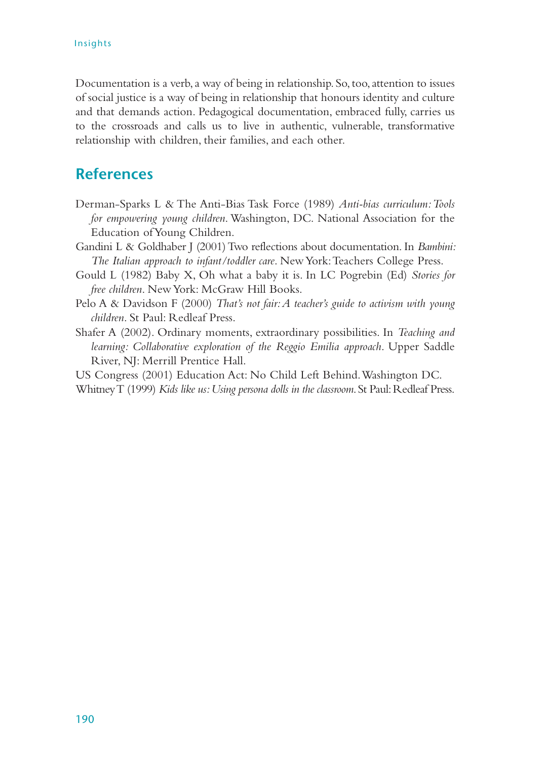Documentation is a verb, a way of being in relationship. So, too, attention to issues of social justice is a way of being in relationship that honours identity and culture and that demands action. Pedagogical documentation, embraced fully, carries us to the crossroads and calls us to live in authentic, vulnerable, transformative relationship with children, their families, and each other.

## References

Derman-Sparks L & The Anti-Bias Task Force (1989) *Anti-bias curriculum: Tools for empowering young children*. Washington, DC. National Association for the Education of Young Children.

Gandini L & Goldhaber J (2001) Two reflections about documentation. In *Bambini: The Italian approach to infant/toddler care*. New York: Teachers College Press.

Gould L (1982) Baby X, Oh what a baby it is. In LC Pogrebin (Ed) *Stories for free children*. New York: McGraw Hill Books.

Pelo A & Davidson F (2000) *That's not fair: A teacher's guide to activism with young children*. St Paul: Redleaf Press.

Shafer A (2002). Ordinary moments, extraordinary possibilities. In *Teaching and learning: Collaborative exploration of the Reggio Emilia approach*. Upper Saddle River, NJ: Merrill Prentice Hall.

US Congress (2001) Education Act: No Child Left Behind. Washington DC.

Whitney T (1999) *Kids like us: Using persona dolls in the classroom*. St Paul: Redleaf Press.